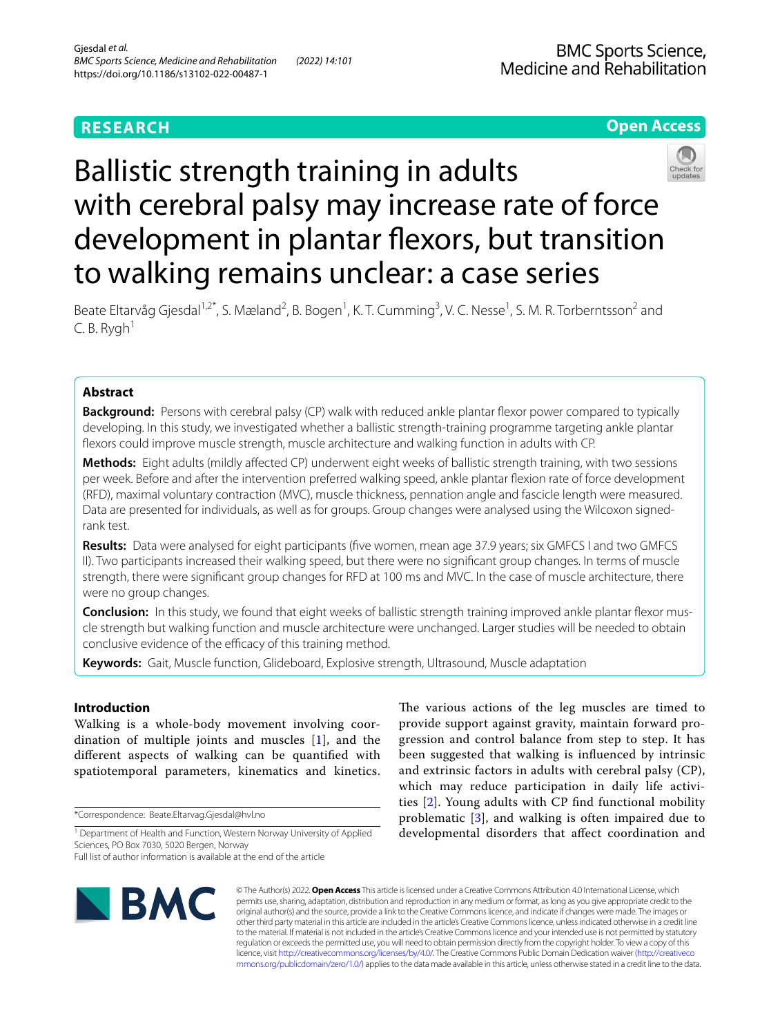RESEARCH

Open Access

# Ballistic strength training in adults with cerebral palsy may increase rate of force development in plantar flexors, but transition to walking remains unclear: a case series

Beate Eltarvåg Gjesdal[1,2*], S. Mæland[2], B. Bogen[1], K. T. Cumming[3], V. C. Nesse[1], S. M. R. Torberntsson[2] and C. B. Rygh[1]

## Abstract

**Background:** Persons with cerebral palsy (CP) walk with reduced ankle plantar flexor power compared to typically developing. In this study, we investigated whether a ballistic strength-training programme targeting ankle plantar flexors could improve muscle strength, muscle architecture and walking function in adults with CP.

**Methods:** Eight adults (mildly affected CP) underwent eight weeks of ballistic strength training, with two sessions per week. Before and after the intervention preferred walking speed, ankle plantar flexion rate of force development (RFD), maximal voluntary contraction (MVC), muscle thickness, pennation angle and fascicle length were measured. Data are presented for individuals, as well as for groups. Group changes were analysed using the Wilcoxon signed-rank test.

**Results:** Data were analysed for eight participants (five women, mean age 37.9 years; six GMFCS I and two GMFCS II). Two participants increased their walking speed, but there were no significant group changes. In terms of muscle strength, there were significant group changes for RFD at 100 ms and MVC. In the case of muscle architecture, there were no group changes.

**Conclusion:** In this study, we found that eight weeks of ballistic strength training improved ankle plantar flexor muscle strength but walking function and muscle architecture were unchanged. Larger studies will be needed to obtain conclusive evidence of the efficacy of this training method.

**Keywords:** Gait, Muscle function, Glideboard, Explosive strength, Ultrasound, Muscle adaptation

## Introduction

Walking is a whole-body movement involving coordination of multiple joints and muscles [1], and the different aspects of walking can be quantified with spatiotemporal parameters, kinematics and kinetics. The various actions of the leg muscles are timed to provide support against gravity, maintain forward progression and control balance from step to step. It has been suggested that walking is influenced by intrinsic and extrinsic factors in adults with cerebral palsy (CP), which may reduce participation in daily life activities [2]. Young adults with CP find functional mobility problematic [3], and walking is often impaired due to developmental disorders that affect coordination and

*Correspondence: Beate.Eltarvag.Gjesdal@hvl.no

[1] Department of Health and Function, Western Norway University of Applied Sciences, PO Box 7030, 5020 Bergen, Norway

Full list of author information is available at the end of the article

© The Author(s) 2022. **Open Access** This article is licensed under a Creative Commons Attribution 4.0 International License, which permits use, sharing, adaptation, distribution and reproduction in any medium or format, as long as you give appropriate credit to the original author(s) and the source, provide a link to the Creative Commons licence, and indicate if changes were made. The images or other third party material in this article are included in the article's Creative Commons licence, unless indicated otherwise in a credit line to the material. If material is not included in the article's Creative Commons licence and your intended use is not permitted by statutory regulation or exceeds the permitted use, you will need to obtain permission directly from the copyright holder. To view a copy of this licence, visit http://creativecommons.org/licenses/by/4.0/. The Creative Commons Public Domain Dedication waiver (http://creativecommons.org/publicdomain/zero/1.0/) applies to the data made available in this article, unless otherwise stated in a credit line to the data.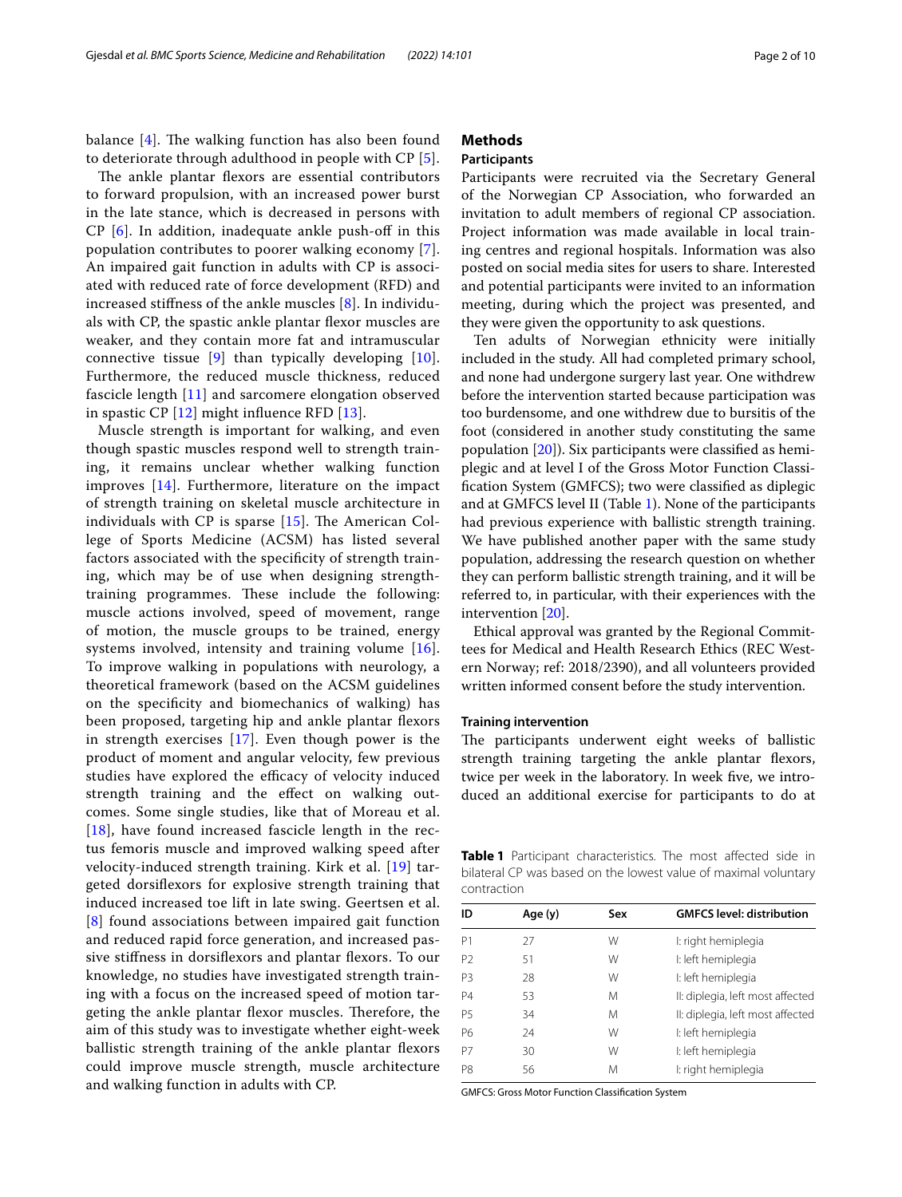balance [4]. The walking function has also been found to deteriorate through adulthood in people with CP [5].

The ankle plantar flexors are essential contributors to forward propulsion, with an increased power burst in the late stance, which is decreased in persons with CP [6]. In addition, inadequate ankle push-off in this population contributes to poorer walking economy [7]. An impaired gait function in adults with CP is associated with reduced rate of force development (RFD) and increased stiffness of the ankle muscles [8]. In individuals with CP, the spastic ankle plantar flexor muscles are weaker, and they contain more fat and intramuscular connective tissue [9] than typically developing [10]. Furthermore, the reduced muscle thickness, reduced fascicle length [11] and sarcomere elongation observed in spastic CP [12] might influence RFD [13].

Muscle strength is important for walking, and even though spastic muscles respond well to strength training, it remains unclear whether walking function improves [14]. Furthermore, literature on the impact of strength training on skeletal muscle architecture in individuals with CP is sparse [15]. The American College of Sports Medicine (ACSM) has listed several factors associated with the specificity of strength training, which may be of use when designing strength-training programmes. These include the following: muscle actions involved, speed of movement, range of motion, the muscle groups to be trained, energy systems involved, intensity and training volume [16]. To improve walking in populations with neurology, a theoretical framework (based on the ACSM guidelines on the specificity and biomechanics of walking) has been proposed, targeting hip and ankle plantar flexors in strength exercises [17]. Even though power is the product of moment and angular velocity, few previous studies have explored the efficacy of velocity induced strength training and the effect on walking outcomes. Some single studies, like that of Moreau et al. [18], have found increased fascicle length in the rectus femoris muscle and improved walking speed after velocity-induced strength training. Kirk et al. [19] targeted dorsiflexors for explosive strength training that induced increased toe lift in late swing. Geertsen et al. [8] found associations between impaired gait function and reduced rapid force generation, and increased passive stiffness in dorsiflexors and plantar flexors. To our knowledge, no studies have investigated strength training with a focus on the increased speed of motion targeting the ankle plantar flexor muscles. Therefore, the aim of this study was to investigate whether eight-week ballistic strength training of the ankle plantar flexors could improve muscle strength, muscle architecture and walking function in adults with CP.

## Methods

### Participants

Participants were recruited via the Secretary General of the Norwegian CP Association, who forwarded an invitation to adult members of regional CP association. Project information was made available in local training centres and regional hospitals. Information was also posted on social media sites for users to share. Interested and potential participants were invited to an information meeting, during which the project was presented, and they were given the opportunity to ask questions.

Ten adults of Norwegian ethnicity were initially included in the study. All had completed primary school, and none had undergone surgery last year. One withdrew before the intervention started because participation was too burdensome, and one withdrew due to bursitis of the foot (considered in another study constituting the same population [20]). Six participants were classified as hemiplegic and at level I of the Gross Motor Function Classification System (GMFCS); two were classified as diplegic and at GMFCS level II (Table 1). None of the participants had previous experience with ballistic strength training. We have published another paper with the same study population, addressing the research question on whether they can perform ballistic strength training, and it will be referred to, in particular, with their experiences with the intervention [20].

Ethical approval was granted by the Regional Committees for Medical and Health Research Ethics (REC Western Norway; ref: 2018/2390), and all volunteers provided written informed consent before the study intervention.

### Training intervention

The participants underwent eight weeks of ballistic strength training targeting the ankle plantar flexors, twice per week in the laboratory. In week five, we introduced an additional exercise for participants to do at

**Table 1** Participant characteristics. The most affected side in bilateral CP was based on the lowest value of maximal voluntary contraction

| ID | Age (y) | Sex | GMFCS level: distribution |
|---|---|---|---|
| P1 | 27 | W | I: right hemiplegia |
| P2 | 51 | W | I: left hemiplegia |
| P3 | 28 | W | I: left hemiplegia |
| P4 | 53 | M | II: diplegia, left most affected |
| P5 | 34 | M | II: diplegia, left most affected |
| P6 | 24 | W | I: left hemiplegia |
| P7 | 30 | W | I: left hemiplegia |
| P8 | 56 | M | I: right hemiplegia |

GMFCS: Gross Motor Function Classification System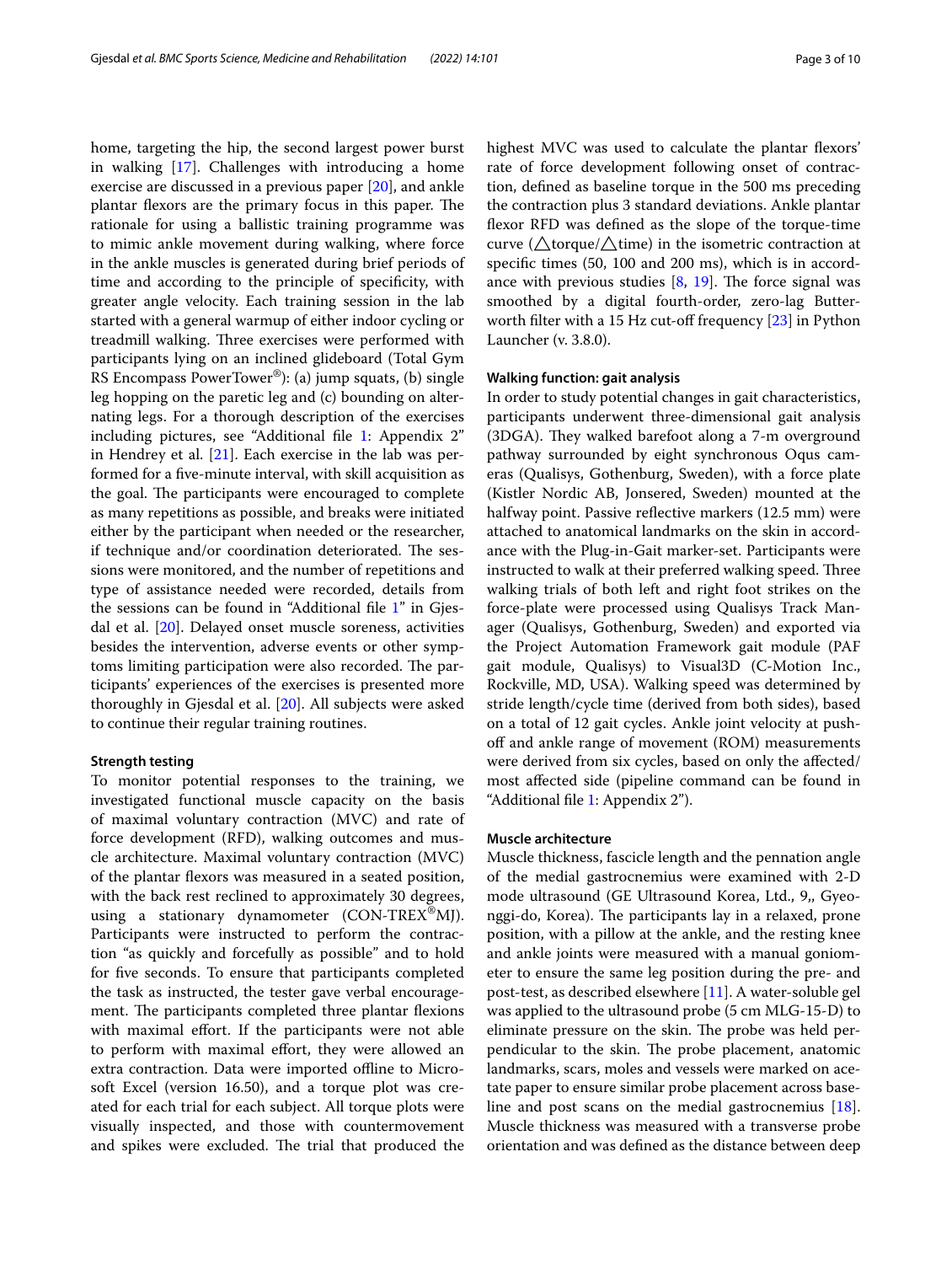home, targeting the hip, the second largest power burst in walking [17]. Challenges with introducing a home exercise are discussed in a previous paper [20], and ankle plantar flexors are the primary focus in this paper. The rationale for using a ballistic training programme was to mimic ankle movement during walking, where force in the ankle muscles is generated during brief periods of time and according to the principle of specificity, with greater angle velocity. Each training session in the lab started with a general warmup of either indoor cycling or treadmill walking. Three exercises were performed with participants lying on an inclined glideboard (Total Gym RS Encompass PowerTower®): (a) jump squats, (b) single leg hopping on the paretic leg and (c) bounding on alternating legs. For a thorough description of the exercises including pictures, see "Additional file 1: Appendix 2" in Hendrey et al. [21]. Each exercise in the lab was performed for a five-minute interval, with skill acquisition as the goal. The participants were encouraged to complete as many repetitions as possible, and breaks were initiated either by the participant when needed or the researcher, if technique and/or coordination deteriorated. The sessions were monitored, and the number of repetitions and type of assistance needed were recorded, details from the sessions can be found in "Additional file 1" in Gjesdal et al. [20]. Delayed onset muscle soreness, activities besides the intervention, adverse events or other symptoms limiting participation were also recorded. The participants' experiences of the exercises is presented more thoroughly in Gjesdal et al. [20]. All subjects were asked to continue their regular training routines.

#### Strength testing

To monitor potential responses to the training, we investigated functional muscle capacity on the basis of maximal voluntary contraction (MVC) and rate of force development (RFD), walking outcomes and muscle architecture. Maximal voluntary contraction (MVC) of the plantar flexors was measured in a seated position, with the back rest reclined to approximately 30 degrees, using a stationary dynamometer (CON-TREX®MJ). Participants were instructed to perform the contraction "as quickly and forcefully as possible" and to hold for five seconds. To ensure that participants completed the task as instructed, the tester gave verbal encouragement. The participants completed three plantar flexions with maximal effort. If the participants were not able to perform with maximal effort, they were allowed an extra contraction. Data were imported offline to Microsoft Excel (version 16.50), and a torque plot was created for each trial for each subject. All torque plots were visually inspected, and those with countermovement and spikes were excluded. The trial that produced the highest MVC was used to calculate the plantar flexors' rate of force development following onset of contraction, defined as baseline torque in the 500 ms preceding the contraction plus 3 standard deviations. Ankle plantar flexor RFD was defined as the slope of the torque-time curve ($\triangle$torque/$\triangle$time) in the isometric contraction at specific times (50, 100 and 200 ms), which is in accordance with previous studies [8, 19]. The force signal was smoothed by a digital fourth-order, zero-lag Butterworth filter with a 15 Hz cut-off frequency [23] in Python Launcher (v. 3.8.0).

#### Walking function: gait analysis

In order to study potential changes in gait characteristics, participants underwent three-dimensional gait analysis (3DGA). They walked barefoot along a 7-m overground pathway surrounded by eight synchronous Oqus cameras (Qualisys, Gothenburg, Sweden), with a force plate (Kistler Nordic AB, Jonsered, Sweden) mounted at the halfway point. Passive reflective markers (12.5 mm) were attached to anatomical landmarks on the skin in accordance with the Plug-in-Gait marker-set. Participants were instructed to walk at their preferred walking speed. Three walking trials of both left and right foot strikes on the force-plate were processed using Qualisys Track Manager (Qualisys, Gothenburg, Sweden) and exported via the Project Automation Framework gait module (PAF gait module, Qualisys) to Visual3D (C-Motion Inc., Rockville, MD, USA). Walking speed was determined by stride length/cycle time (derived from both sides), based on a total of 12 gait cycles. Ankle joint velocity at push-off and ankle range of movement (ROM) measurements were derived from six cycles, based on only the affected/most affected side (pipeline command can be found in "Additional file 1: Appendix 2").

#### Muscle architecture

Muscle thickness, fascicle length and the pennation angle of the medial gastrocnemius were examined with 2-D mode ultrasound (GE Ultrasound Korea, Ltd., 9,, Gyeonggi-do, Korea). The participants lay in a relaxed, prone position, with a pillow at the ankle, and the resting knee and ankle joints were measured with a manual goniometer to ensure the same leg position during the pre- and post-test, as described elsewhere [11]. A water-soluble gel was applied to the ultrasound probe (5 cm MLG-15-D) to eliminate pressure on the skin. The probe was held perpendicular to the skin. The probe placement, anatomic landmarks, scars, moles and vessels were marked on acetate paper to ensure similar probe placement across baseline and post scans on the medial gastrocnemius [18]. Muscle thickness was measured with a transverse probe orientation and was defined as the distance between deep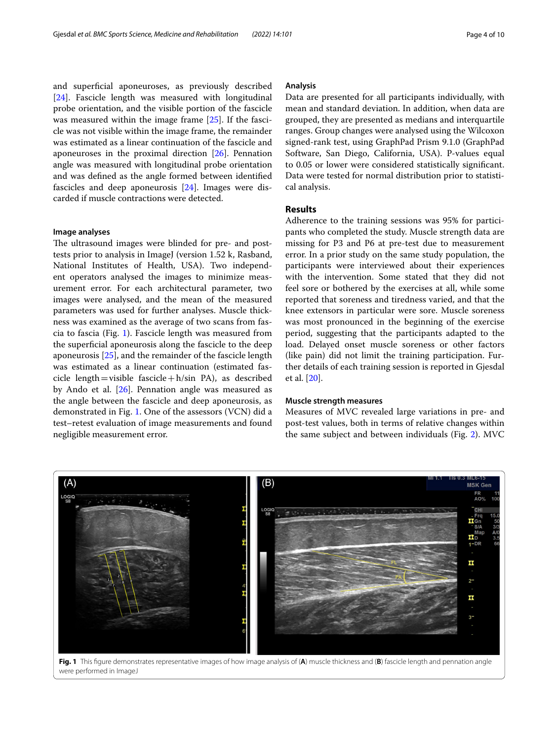and superficial aponeuroses, as previously described [24]. Fascicle length was measured with longitudinal probe orientation, and the visible portion of the fascicle was measured within the image frame [25]. If the fascicle was not visible within the image frame, the remainder was estimated as a linear continuation of the fascicle and aponeuroses in the proximal direction [26]. Pennation angle was measured with longitudinal probe orientation and was defined as the angle formed between identified fascicles and deep aponeurosis [24]. Images were discarded if muscle contractions were detected.

### Image analyses

The ultrasound images were blinded for pre- and post-tests prior to analysis in ImageJ (version 1.52 k, Rasband, National Institutes of Health, USA). Two independent operators analysed the images to minimize measurement error. For each architectural parameter, two images were analysed, and the mean of the measured parameters was used for further analyses. Muscle thickness was examined as the average of two scans from fascia to fascia (Fig. 1). Fascicle length was measured from the superficial aponeurosis along the fascicle to the deep aponeurosis [25], and the remainder of the fascicle length was estimated as a linear continuation (estimated fascicle length = visible fascicle + h/sin PA), as described by Ando et al. [26]. Pennation angle was measured as the angle between the fascicle and deep aponeurosis, as demonstrated in Fig. 1. One of the assessors (VCN) did a test–retest evaluation of image measurements and found negligible measurement error.

### Analysis

Data are presented for all participants individually, with mean and standard deviation. In addition, when data are grouped, they are presented as medians and interquartile ranges. Group changes were analysed using the Wilcoxon signed-rank test, using GraphPad Prism 9.1.0 (GraphPad Software, San Diego, California, USA). P-values equal to 0.05 or lower were considered statistically significant. Data were tested for normal distribution prior to statistical analysis.

## Results

Adherence to the training sessions was 95% for participants who completed the study. Muscle strength data are missing for P3 and P6 at pre-test due to measurement error. In a prior study on the same study population, the participants were interviewed about their experiences with the intervention. Some stated that they did not feel sore or bothered by the exercises at all, while some reported that soreness and tiredness varied, and that the knee extensors in particular were sore. Muscle soreness was most pronounced in the beginning of the exercise period, suggesting that the participants adapted to the load. Delayed onset muscle soreness or other factors (like pain) did not limit the training participation. Further details of each training session is reported in Gjesdal et al. [20].

### Muscle strength measures

Measures of MVC revealed large variations in pre- and post-test values, both in terms of relative changes within the same subject and between individuals (Fig. 2). MVC

**Fig. 1** This figure demonstrates representative images of how image analysis of (**A**) muscle thickness and (**B**) fascicle length and pennation angle were performed in ImageJ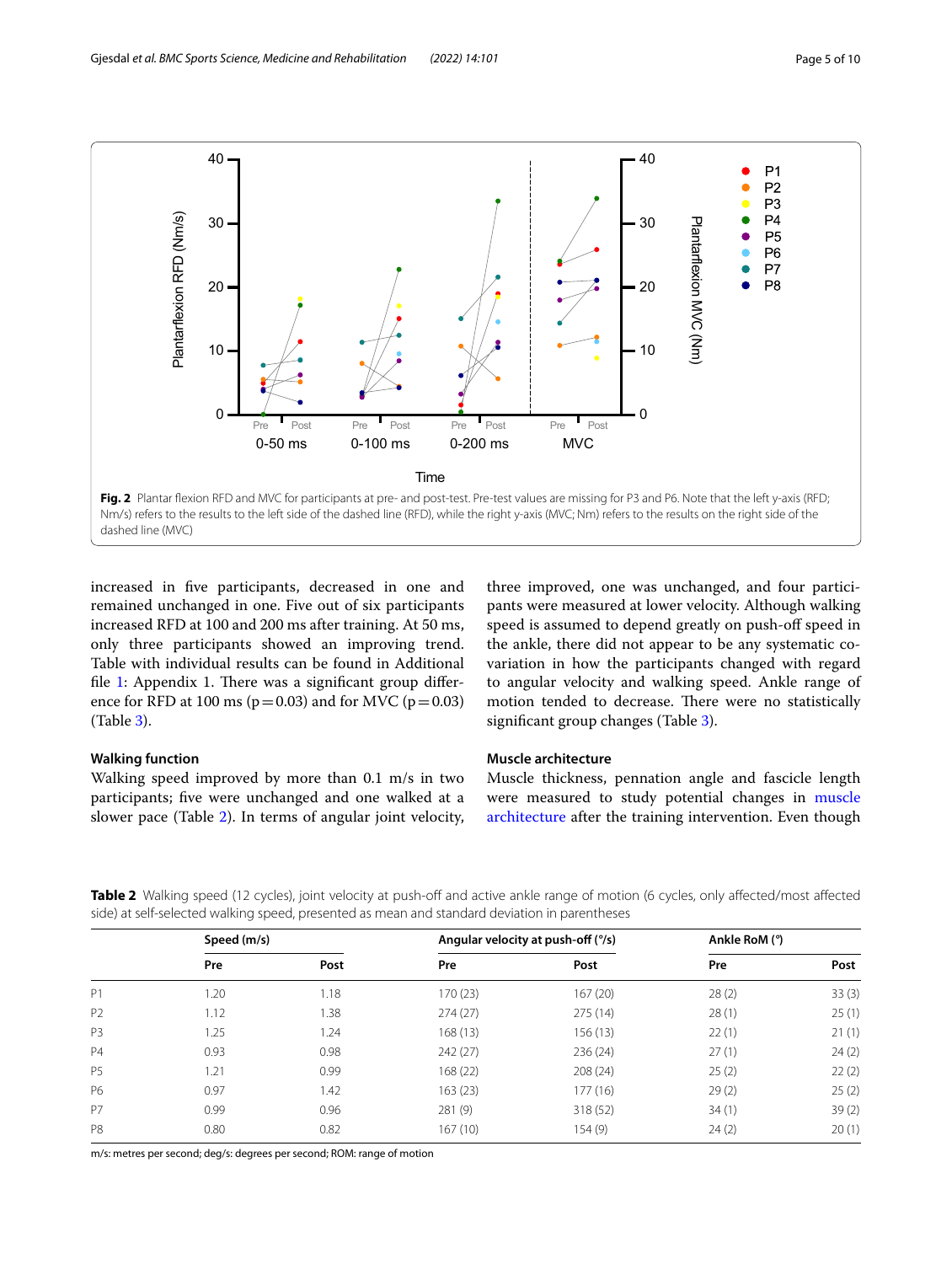Fig. 2 Plantar flexion RFD and MVC for participants at pre- and post-test. Pre-test values are missing for P3 and P6. Note that the left y-axis (RFD; Nm/s) refers to the results to the left side of the dashed line (RFD), while the right y-axis (MVC; Nm) refers to the results on the right side of the dashed line (MVC)

increased in five participants, decreased in one and remained unchanged in one. Five out of six participants increased RFD at 100 and 200 ms after training. At 50 ms, only three participants showed an improving trend. Table with individual results can be found in Additional file 1: Appendix 1. There was a significant group difference for RFD at 100 ms ($p = 0.03$) and for MVC ($p = 0.03$) (Table 3).

### Walking function

Walking speed improved by more than 0.1 m/s in two participants; five were unchanged and one walked at a slower pace (Table 2). In terms of angular joint velocity, three improved, one was unchanged, and four participants were measured at lower velocity. Although walking speed is assumed to depend greatly on push-off speed in the ankle, there did not appear to be any systematic co-variation in how the participants changed with regard to angular velocity and walking speed. Ankle range of motion tended to decrease. There were no statistically significant group changes (Table 3).

### Muscle architecture

Muscle thickness, pennation angle and fascicle length were measured to study potential changes in muscle architecture after the training intervention. Even though

**Table 2** Walking speed (12 cycles), joint velocity at push-off and active ankle range of motion (6 cycles, only affected/most affected side) at self-selected walking speed, presented as mean and standard deviation in parentheses

| | Speed (m/s) | | Angular velocity at push-off (°/s) | | Ankle RoM (°) | |
|---|---|---|---|---|---|---|
| | Pre | Post | Pre | Post | Pre | Post |
| P1 | 1.20 | 1.18 | 170 (23) | 167 (20) | 28 (2) | 33 (3) |
| P2 | 1.12 | 1.38 | 274 (27) | 275 (14) | 28 (1) | 25 (1) |
| P3 | 1.25 | 1.24 | 168 (13) | 156 (13) | 22 (1) | 21 (1) |
| P4 | 0.93 | 0.98 | 242 (27) | 236 (24) | 27 (1) | 24 (2) |
| P5 | 1.21 | 0.99 | 168 (22) | 208 (24) | 25 (2) | 22 (2) |
| P6 | 0.97 | 1.42 | 163 (23) | 177 (16) | 29 (2) | 25 (2) |
| P7 | 0.99 | 0.96 | 281 (9) | 318 (52) | 34 (1) | 39 (2) |
| P8 | 0.80 | 0.82 | 167 (10) | 154 (9) | 24 (2) | 20 (1) |

m/s: metres per second; deg/s: degrees per second; ROM: range of motion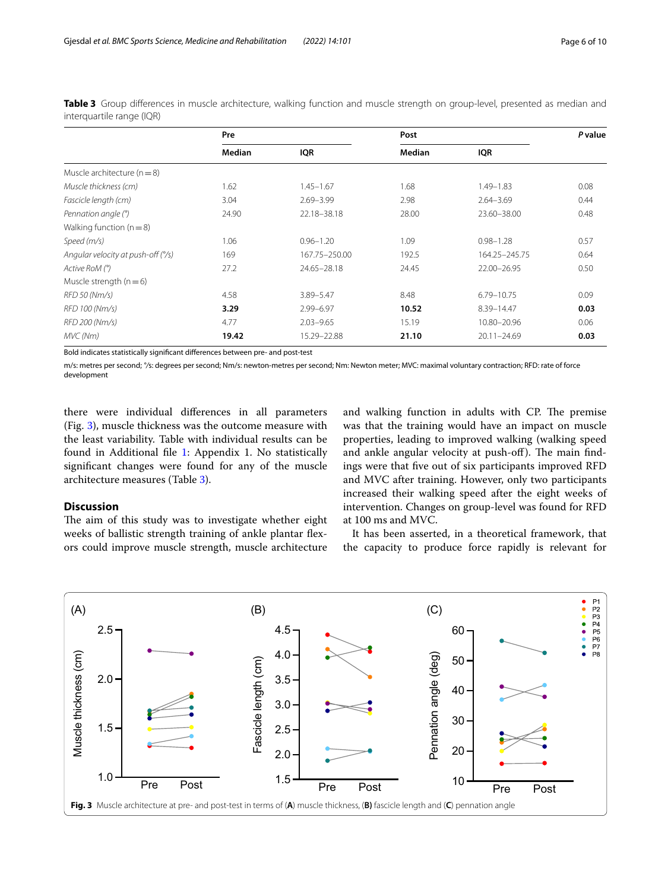**Table 3** Group differences in muscle architecture, walking function and muscle strength on group-level, presented as median and interquartile range (IQR)

| | Pre | | Post | | P value |
|---|---|---|---|---|---|
| | Median | IQR | Median | IQR | |
| Muscle architecture (n = 8) | | | | | |
| *Muscle thickness (cm)* | 1.62 | 1.45–1.67 | 1.68 | 1.49–1.83 | 0.08 |
| *Fascicle length (cm)* | 3.04 | 2.69–3.99 | 2.98 | 2.64–3.69 | 0.44 |
| *Pennation angle (°)* | 24.90 | 22.18–38.18 | 28.00 | 23.60–38.00 | 0.48 |
| Walking function (n = 8) | | | | | |
| *Speed (m/s)* | 1.06 | 0.96–1.20 | 1.09 | 0.98–1.28 | 0.57 |
| *Angular velocity at push-off (°/s)* | 169 | 167.75–250.00 | 192.5 | 164.25–245.75 | 0.64 |
| *Active RoM (°)* | 27.2 | 24.65–28.18 | 24.45 | 22.00–26.95 | 0.50 |
| Muscle strength (n = 6) | | | | | |
| *RFD 50 (Nm/s)* | 4.58 | 3.89–5.47 | 8.48 | 6.79–10.75 | 0.09 |
| *RFD 100 (Nm/s)* | **3.29** | 2.99–6.97 | **10.52** | 8.39–14.47 | **0.03** |
| *RFD 200 (Nm/s)* | 4.77 | 2.03–9.65 | 15.19 | 10.80–20.96 | 0.06 |
| *MVC (Nm)* | **19.42** | 15.29–22.88 | **21.10** | 20.11–24.69 | **0.03** |

Bold indicates statistically significant differences between pre- and post-test

m/s: metres per second; °/s: degrees per second; Nm/s: newton-metres per second; Nm: Newton meter; MVC: maximal voluntary contraction; RFD: rate of force development

there were individual differences in all parameters (Fig. 3), muscle thickness was the outcome measure with the least variability. Table with individual results can be found in Additional file 1: Appendix 1. No statistically significant changes were found for any of the muscle architecture measures (Table 3).

## Discussion

The aim of this study was to investigate whether eight weeks of ballistic strength training of ankle plantar flexors could improve muscle strength, muscle architecture and walking function in adults with CP. The premise was that the training would have an impact on muscle properties, leading to improved walking (walking speed and ankle angular velocity at push-off). The main findings were that five out of six participants improved RFD and MVC after training. However, only two participants increased their walking speed after the eight weeks of intervention. Changes on group-level was found for RFD at 100 ms and MVC.

It has been asserted, in a theoretical framework, that the capacity to produce force rapidly is relevant for

**Fig. 3** Muscle architecture at pre- and post-test in terms of (**A**) muscle thickness, (**B**) fascicle length and (**C**) pennation angle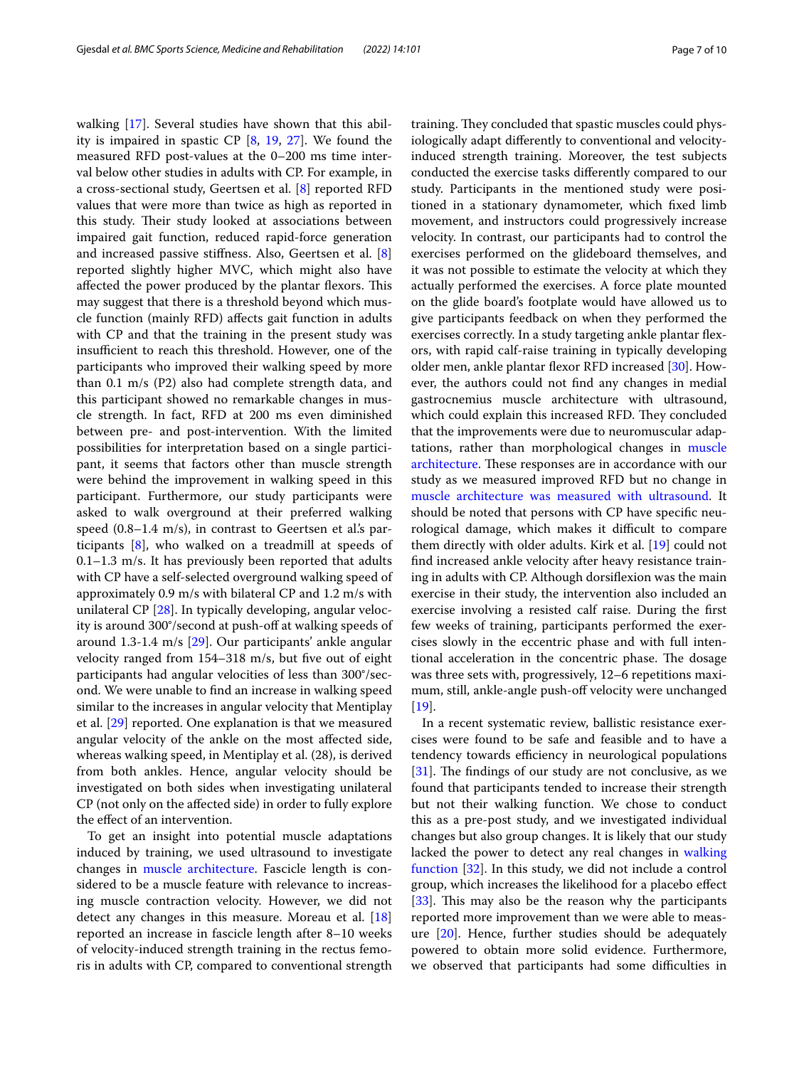walking [17]. Several studies have shown that this ability is impaired in spastic CP [8, 19, 27]. We found the measured RFD post-values at the 0–200 ms time interval below other studies in adults with CP. For example, in a cross-sectional study, Geertsen et al. [8] reported RFD values that were more than twice as high as reported in this study. Their study looked at associations between impaired gait function, reduced rapid-force generation and increased passive stiffness. Also, Geertsen et al. [8] reported slightly higher MVC, which might also have affected the power produced by the plantar flexors. This may suggest that there is a threshold beyond which muscle function (mainly RFD) affects gait function in adults with CP and that the training in the present study was insufficient to reach this threshold. However, one of the participants who improved their walking speed by more than 0.1 m/s (P2) also had complete strength data, and this participant showed no remarkable changes in muscle strength. In fact, RFD at 200 ms even diminished between pre- and post-intervention. With the limited possibilities for interpretation based on a single participant, it seems that factors other than muscle strength were behind the improvement in walking speed in this participant. Furthermore, our study participants were asked to walk overground at their preferred walking speed (0.8–1.4 m/s), in contrast to Geertsen et al.'s participants [8], who walked on a treadmill at speeds of 0.1–1.3 m/s. It has previously been reported that adults with CP have a self-selected overground walking speed of approximately 0.9 m/s with bilateral CP and 1.2 m/s with unilateral CP [28]. In typically developing, angular velocity is around 300°/second at push-off at walking speeds of around 1.3-1.4 m/s [29]. Our participants' ankle angular velocity ranged from 154–318 m/s, but five out of eight participants had angular velocities of less than 300°/second. We were unable to find an increase in walking speed similar to the increases in angular velocity that Mentiplay et al. [29] reported. One explanation is that we measured angular velocity of the ankle on the most affected side, whereas walking speed, in Mentiplay et al. (28), is derived from both ankles. Hence, angular velocity should be investigated on both sides when investigating unilateral CP (not only on the affected side) in order to fully explore the effect of an intervention.

To get an insight into potential muscle adaptations induced by training, we used ultrasound to investigate changes in muscle architecture. Fascicle length is considered to be a muscle feature with relevance to increasing muscle contraction velocity. However, we did not detect any changes in this measure. Moreau et al. [18] reported an increase in fascicle length after 8–10 weeks of velocity-induced strength training in the rectus femoris in adults with CP, compared to conventional strength training. They concluded that spastic muscles could physiologically adapt differently to conventional and velocity-induced strength training. Moreover, the test subjects conducted the exercise tasks differently compared to our study. Participants in the mentioned study were positioned in a stationary dynamometer, which fixed limb movement, and instructors could progressively increase velocity. In contrast, our participants had to control the exercises performed on the glideboard themselves, and it was not possible to estimate the velocity at which they actually performed the exercises. A force plate mounted on the glide board's footplate would have allowed us to give participants feedback on when they performed the exercises correctly. In a study targeting ankle plantar flexors, with rapid calf-raise training in typically developing older men, ankle plantar flexor RFD increased [30]. However, the authors could not find any changes in medial gastrocnemius muscle architecture with ultrasound, which could explain this increased RFD. They concluded that the improvements were due to neuromuscular adaptations, rather than morphological changes in muscle architecture. These responses are in accordance with our study as we measured improved RFD but no change in muscle architecture was measured with ultrasound. It should be noted that persons with CP have specific neurological damage, which makes it difficult to compare them directly with older adults. Kirk et al. [19] could not find increased ankle velocity after heavy resistance training in adults with CP. Although dorsiflexion was the main exercise in their study, the intervention also included an exercise involving a resisted calf raise. During the first few weeks of training, participants performed the exercises slowly in the eccentric phase and with full intentional acceleration in the concentric phase. The dosage was three sets with, progressively, 12–6 repetitions maximum, still, ankle-angle push-off velocity were unchanged [19].

In a recent systematic review, ballistic resistance exercises were found to be safe and feasible and to have a tendency towards efficiency in neurological populations [31]. The findings of our study are not conclusive, as we found that participants tended to increase their strength but not their walking function. We chose to conduct this as a pre-post study, and we investigated individual changes but also group changes. It is likely that our study lacked the power to detect any real changes in walking function [32]. In this study, we did not include a control group, which increases the likelihood for a placebo effect [33]. This may also be the reason why the participants reported more improvement than we were able to measure [20]. Hence, further studies should be adequately powered to obtain more solid evidence. Furthermore, we observed that participants had some difficulties in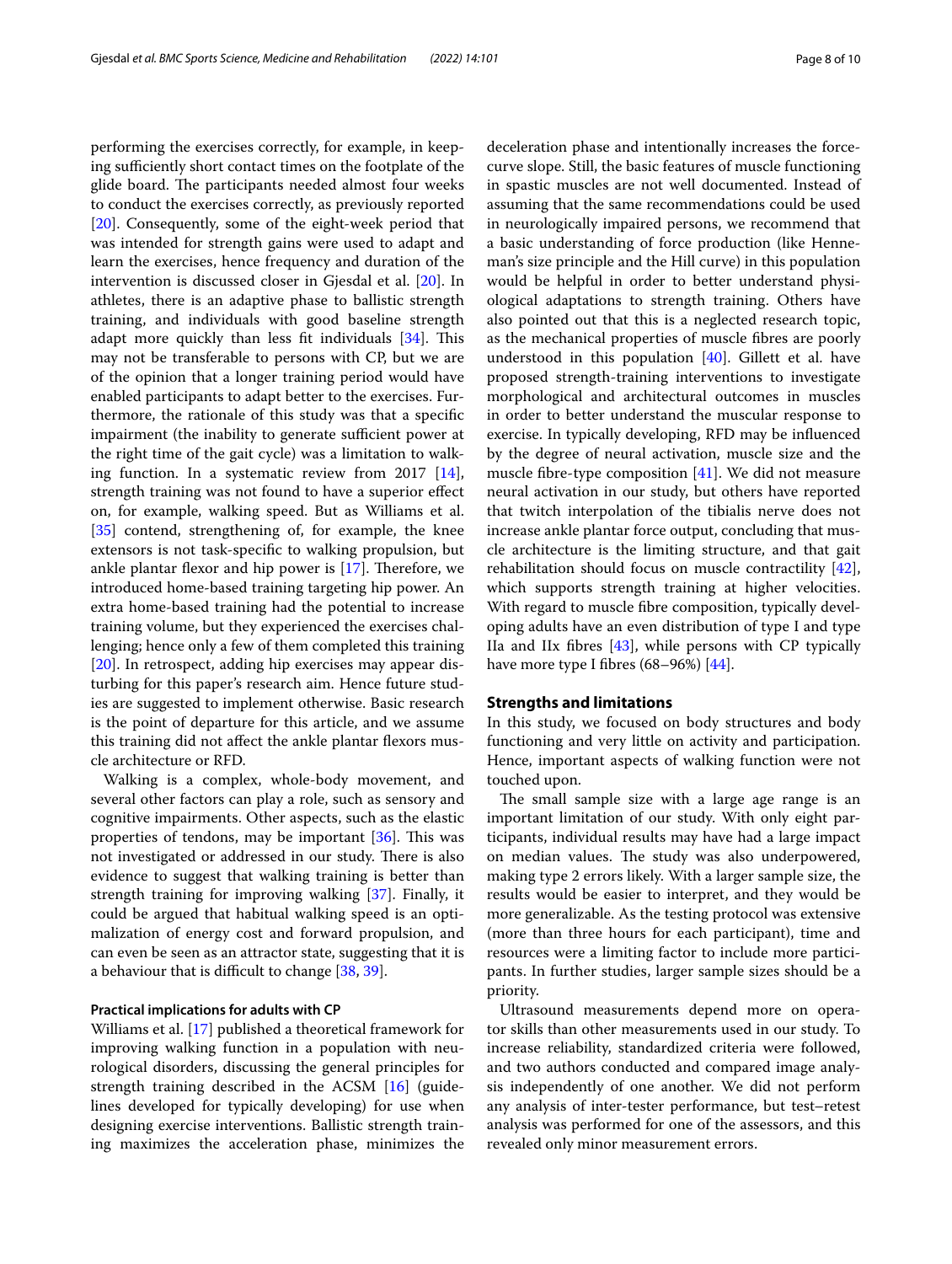performing the exercises correctly, for example, in keeping sufficiently short contact times on the footplate of the glide board. The participants needed almost four weeks to conduct the exercises correctly, as previously reported [20]. Consequently, some of the eight-week period that was intended for strength gains were used to adapt and learn the exercises, hence frequency and duration of the intervention is discussed closer in Gjesdal et al. [20]. In athletes, there is an adaptive phase to ballistic strength training, and individuals with good baseline strength adapt more quickly than less fit individuals [34]. This may not be transferable to persons with CP, but we are of the opinion that a longer training period would have enabled participants to adapt better to the exercises. Furthermore, the rationale of this study was that a specific impairment (the inability to generate sufficient power at the right time of the gait cycle) was a limitation to walking function. In a systematic review from 2017 [14], strength training was not found to have a superior effect on, for example, walking speed. But as Williams et al. [35] contend, strengthening of, for example, the knee extensors is not task-specific to walking propulsion, but ankle plantar flexor and hip power is [17]. Therefore, we introduced home-based training targeting hip power. An extra home-based training had the potential to increase training volume, but they experienced the exercises challenging; hence only a few of them completed this training [20]. In retrospect, adding hip exercises may appear disturbing for this paper's research aim. Hence future studies are suggested to implement otherwise. Basic research is the point of departure for this article, and we assume this training did not affect the ankle plantar flexors muscle architecture or RFD.

Walking is a complex, whole-body movement, and several other factors can play a role, such as sensory and cognitive impairments. Other aspects, such as the elastic properties of tendons, may be important [36]. This was not investigated or addressed in our study. There is also evidence to suggest that walking training is better than strength training for improving walking [37]. Finally, it could be argued that habitual walking speed is an optimalization of energy cost and forward propulsion, and can even be seen as an attractor state, suggesting that it is a behaviour that is difficult to change [38, 39].

### Practical implications for adults with CP

Williams et al. [17] published a theoretical framework for improving walking function in a population with neurological disorders, discussing the general principles for strength training described in the ACSM [16] (guidelines developed for typically developing) for use when designing exercise interventions. Ballistic strength training maximizes the acceleration phase, minimizes the deceleration phase and intentionally increases the force-curve slope. Still, the basic features of muscle functioning in spastic muscles are not well documented. Instead of assuming that the same recommendations could be used in neurologically impaired persons, we recommend that a basic understanding of force production (like Henneman's size principle and the Hill curve) in this population would be helpful in order to better understand physiological adaptations to strength training. Others have also pointed out that this is a neglected research topic, as the mechanical properties of muscle fibres are poorly understood in this population [40]. Gillett et al. have proposed strength-training interventions to investigate morphological and architectural outcomes in muscles in order to better understand the muscular response to exercise. In typically developing, RFD may be influenced by the degree of neural activation, muscle size and the muscle fibre-type composition [41]. We did not measure neural activation in our study, but others have reported that twitch interpolation of the tibialis nerve does not increase ankle plantar force output, concluding that muscle architecture is the limiting structure, and that gait rehabilitation should focus on muscle contractility [42], which supports strength training at higher velocities. With regard to muscle fibre composition, typically developing adults have an even distribution of type I and type IIa and IIx fibres [43], while persons with CP typically have more type I fibres (68–96%) [44].

## Strengths and limitations

In this study, we focused on body structures and body functioning and very little on activity and participation. Hence, important aspects of walking function were not touched upon.

The small sample size with a large age range is an important limitation of our study. With only eight participants, individual results may have had a large impact on median values. The study was also underpowered, making type 2 errors likely. With a larger sample size, the results would be easier to interpret, and they would be more generalizable. As the testing protocol was extensive (more than three hours for each participant), time and resources were a limiting factor to include more participants. In further studies, larger sample sizes should be a priority.

Ultrasound measurements depend more on operator skills than other measurements used in our study. To increase reliability, standardized criteria were followed, and two authors conducted and compared image analysis independently of one another. We did not perform any analysis of inter-tester performance, but test–retest analysis was performed for one of the assessors, and this revealed only minor measurement errors.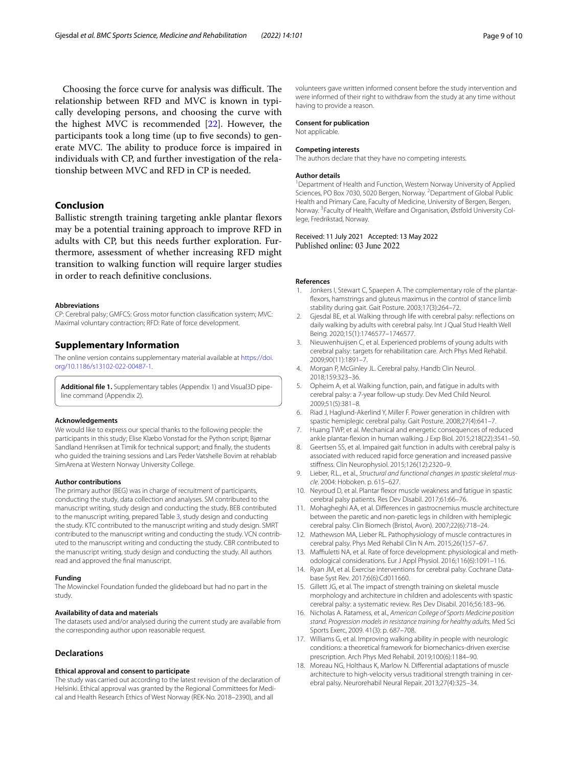Choosing the force curve for analysis was difficult. The relationship between RFD and MVC is known in typically developing persons, and choosing the curve with the highest MVC is recommended [22]. However, the participants took a long time (up to five seconds) to generate MVC. The ability to produce force is impaired in individuals with CP, and further investigation of the relationship between MVC and RFD in CP is needed.

## Conclusion

Ballistic strength training targeting ankle plantar flexors may be a potential training approach to improve RFD in adults with CP, but this needs further exploration. Furthermore, assessment of whether increasing RFD might transition to walking function will require larger studies in order to reach definitive conclusions.

#### Abbreviations

CP: Cerebral palsy; GMFCS: Gross motor function classification system; MVC: Maximal voluntary contraction; RFD: Rate of force development.

## Supplementary Information

The online version contains supplementary material available at https://doi.org/10.1186/s13102-022-00487-1.

**Additional file 1.** Supplementary tables (Appendix 1) and Visual3D pipeline command (Appendix 2).

#### Acknowledgements

We would like to express our special thanks to the following people: the participants in this study; Elise Klæbo Vonstad for the Python script; Bjørnar Sandland Henriksen at Timik for technical support; and finally, the students who guided the training sessions and Lars Peder Vatshelle Bovim at rehablab SimArena at Western Norway University College.

#### Author contributions

The primary author (BEG) was in charge of recruitment of participants, conducting the study, data collection and analyses. SM contributed to the manuscript writing, study design and conducting the study. BEB contributed to the manuscript writing, prepared Table 3, study design and conducting the study. KTC contributed to the manuscript writing and study design. SMRT contributed to the manuscript writing and conducting the study. VCN contributed to the manuscript writing and conducting the study. CBR contributed to the manuscript writing, study design and conducting the study. All authors read and approved the final manuscript.

#### Funding

The Mowinckel Foundation funded the glideboard but had no part in the study.

#### Availability of data and materials

The datasets used and/or analysed during the current study are available from the corresponding author upon reasonable request.

### Declarations

#### Ethical approval and consent to participate

The study was carried out according to the latest revision of the declaration of Helsinki. Ethical approval was granted by the Regional Committees for Medical and Health Research Ethics of West Norway (REK-No. 2018–2390), and all volunteers gave written informed consent before the study intervention and were informed of their right to withdraw from the study at any time without having to provide a reason.

#### Consent for publication

Not applicable.

#### Competing interests

The authors declare that they have no competing interests.

#### Author details

[1] Department of Health and Function, Western Norway University of Applied Sciences, PO Box 7030, 5020 Bergen, Norway. [2] Department of Global Public Health and Primary Care, Faculty of Medicine, University of Bergen, Bergen, Norway. [3] Faculty of Health, Welfare and Organisation, Østfold University College, Fredrikstad, Norway.

Received: 11 July 2021 Accepted: 13 May 2022
Published online: 03 June 2022

#### References

1. Jonkers I, Stewart C, Spaepen A. The complementary role of the plantarflexors, hamstrings and gluteus maximus in the control of stance limb stability during gait. Gait Posture. 2003;17(3):264–72.
2. Gjesdal BE, et al. Walking through life with cerebral palsy: reflections on daily walking by adults with cerebral palsy. Int J Qual Stud Health Well Being. 2020;15(1):1746577–1746577.
3. Nieuwenhuijsen C, et al. Experienced problems of young adults with cerebral palsy: targets for rehabilitation care. Arch Phys Med Rehabil. 2009;90(11):1891–7.
4. Morgan P, McGinley JL. Cerebral palsy. Handb Clin Neurol. 2018;159:323–36.
5. Opheim A, et al. Walking function, pain, and fatigue in adults with cerebral palsy: a 7-year follow-up study. Dev Med Child Neurol. 2009;51(5):381–8.
6. Riad J, Haglund-Akerlind Y, Miller F. Power generation in children with spastic hemiplegic cerebral palsy. Gait Posture. 2008;27(4):641–7.
7. Huang TWP, et al. Mechanical and energetic consequences of reduced ankle plantar-flexion in human walking. J Exp Biol. 2015;218(22):3541–50.
8. Geertsen SS, et al. Impaired gait function in adults with cerebral palsy is associated with reduced rapid force generation and increased passive stiffness. Clin Neurophysiol. 2015;126(12):2320–9.
9. Lieber, R.L., et al., *Structural and functional changes in spastic skeletal muscle*. 2004: Hoboken. p. 615–627.
10. Neyroud D, et al. Plantar flexor muscle weakness and fatigue in spastic cerebral palsy patients. Res Dev Disabil. 2017;61:66–76.
11. Mohagheghi AA, et al. Differences in gastrocnemius muscle architecture between the paretic and non-paretic legs in children with hemiplegic cerebral palsy. Clin Biomech (Bristol, Avon). 2007;22(6):718–24.
12. Mathewson MA, Lieber RL. Pathophysiology of muscle contractures in cerebral palsy. Phys Med Rehabil Clin N Am. 2015;26(1):57–67.
13. Maffiuletti NA, et al. Rate of force development: physiological and methodological considerations. Eur J Appl Physiol. 2016;116(6):1091–116.
14. Ryan JM, et al. Exercise interventions for cerebral palsy. Cochrane Database Syst Rev. 2017;6(6):Cd011660.
15. Gillett JG, et al. The impact of strength training on skeletal muscle morphology and architecture in children and adolescents with spastic cerebral palsy: a systematic review. Res Dev Disabil. 2016;56:183–96.
16. Nicholas A. Ratamess, et al., *American College of Sports Medicine position stand. Progression models in resistance training for healthy adults.* Med Sci Sports Exerc, 2009. 41(3): p. 687–708.
17. Williams G, et al. Improving walking ability in people with neurologic conditions: a theoretical framework for biomechanics-driven exercise prescription. Arch Phys Med Rehabil. 2019;100(6):1184–90.
18. Moreau NG, Holthaus K, Marlow N. Differential adaptations of muscle architecture to high-velocity versus traditional strength training in cerebral palsy. Neurorehabil Neural Repair. 2013;27(4):325–34.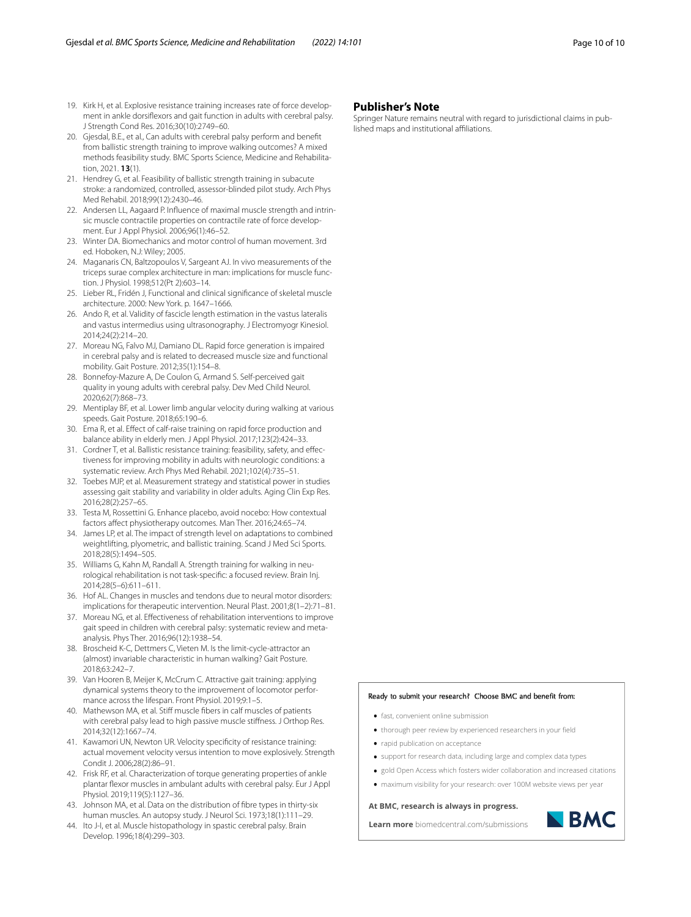19. Kirk H, et al. Explosive resistance training increases rate of force development in ankle dorsiflexors and gait function in adults with cerebral palsy. J Strength Cond Res. 2016;30(10):2749–60.
20. Gjesdal, B.E., et al., Can adults with cerebral palsy perform and benefit from ballistic strength training to improve walking outcomes? A mixed methods feasibility study. BMC Sports Science, Medicine and Rehabilitation, 2021. **13**(1).
21. Hendrey G, et al. Feasibility of ballistic strength training in subacute stroke: a randomized, controlled, assessor-blinded pilot study. Arch Phys Med Rehabil. 2018;99(12):2430–46.
22. Andersen LL, Aagaard P. Influence of maximal muscle strength and intrinsic muscle contractile properties on contractile rate of force development. Eur J Appl Physiol. 2006;96(1):46–52.
23. Winter DA. Biomechanics and motor control of human movement. 3rd ed. Hoboken, N.J: Wiley; 2005.
24. Maganaris CN, Baltzopoulos V, Sargeant AJ. In vivo measurements of the triceps surae complex architecture in man: implications for muscle function. J Physiol. 1998;512(Pt 2):603–14.
25. Lieber RL, Fridén J, Functional and clinical significance of skeletal muscle architecture. 2000: New York. p. 1647–1666.
26. Ando R, et al. Validity of fascicle length estimation in the vastus lateralis and vastus intermedius using ultrasonography. J Electromyogr Kinesiol. 2014;24(2):214–20.
27. Moreau NG, Falvo MJ, Damiano DL. Rapid force generation is impaired in cerebral palsy and is related to decreased muscle size and functional mobility. Gait Posture. 2012;35(1):154–8.
28. Bonnefoy-Mazure A, De Coulon G, Armand S. Self-perceived gait quality in young adults with cerebral palsy. Dev Med Child Neurol. 2020;62(7):868–73.
29. Mentiplay BF, et al. Lower limb angular velocity during walking at various speeds. Gait Posture. 2018;65:190–6.
30. Ema R, et al. Effect of calf-raise training on rapid force production and balance ability in elderly men. J Appl Physiol. 2017;123(2):424–33.
31. Cordner T, et al. Ballistic resistance training: feasibility, safety, and effectiveness for improving mobility in adults with neurologic conditions: a systematic review. Arch Phys Med Rehabil. 2021;102(4):735–51.
32. Toebes MJP, et al. Measurement strategy and statistical power in studies assessing gait stability and variability in older adults. Aging Clin Exp Res. 2016;28(2):257–65.
33. Testa M, Rossettini G. Enhance placebo, avoid nocebo: How contextual factors affect physiotherapy outcomes. Man Ther. 2016;24:65–74.
34. James LP, et al. The impact of strength level on adaptations to combined weightlifting, plyometric, and ballistic training. Scand J Med Sci Sports. 2018;28(5):1494–505.
35. Williams G, Kahn M, Randall A. Strength training for walking in neurological rehabilitation is not task-specific: a focused review. Brain Inj. 2014;28(5–6):611–611.
36. Hof AL. Changes in muscles and tendons due to neural motor disorders: implications for therapeutic intervention. Neural Plast. 2001;8(1–2):71–81.
37. Moreau NG, et al. Effectiveness of rehabilitation interventions to improve gait speed in children with cerebral palsy: systematic review and meta-analysis. Phys Ther. 2016;96(12):1938–54.
38. Broscheid K-C, Dettmers C, Vieten M. Is the limit-cycle-attractor an (almost) invariable characteristic in human walking? Gait Posture. 2018;63:242–7.
39. Van Hooren B, Meijer K, McCrum C. Attractive gait training: applying dynamical systems theory to the improvement of locomotor performance across the lifespan. Front Physiol. 2019;9:1–5.
40. Mathewson MA, et al. Stiff muscle fibers in calf muscles of patients with cerebral palsy lead to high passive muscle stiffness. J Orthop Res. 2014;32(12):1667–74.
41. Kawamori UN, Newton UR. Velocity specificity of resistance training: actual movement velocity versus intention to move explosively. Strength Condit J. 2006;28(2):86–91.
42. Frisk RF, et al. Characterization of torque generating properties of ankle plantar flexor muscles in ambulant adults with cerebral palsy. Eur J Appl Physiol. 2019;119(5):1127–36.
43. Johnson MA, et al. Data on the distribution of fibre types in thirty-six human muscles. An autopsy study. J Neurol Sci. 1973;18(1):111–29.
44. Ito J-I, et al. Muscle histopathology in spastic cerebral palsy. Brain Develop. 1996;18(4):299–303.

## Publisher's Note

Springer Nature remains neutral with regard to jurisdictional claims in published maps and institutional affiliations.

Ready to submit your research? Choose BMC and benefit from:

- fast, convenient online submission
- thorough peer review by experienced researchers in your field
- rapid publication on acceptance
- support for research data, including large and complex data types
- gold Open Access which fosters wider collaboration and increased citations
- maximum visibility for your research: over 100M website views per year

**At BMC, research is always in progress.**

**Learn more** biomedcentral.com/submissions

BMC